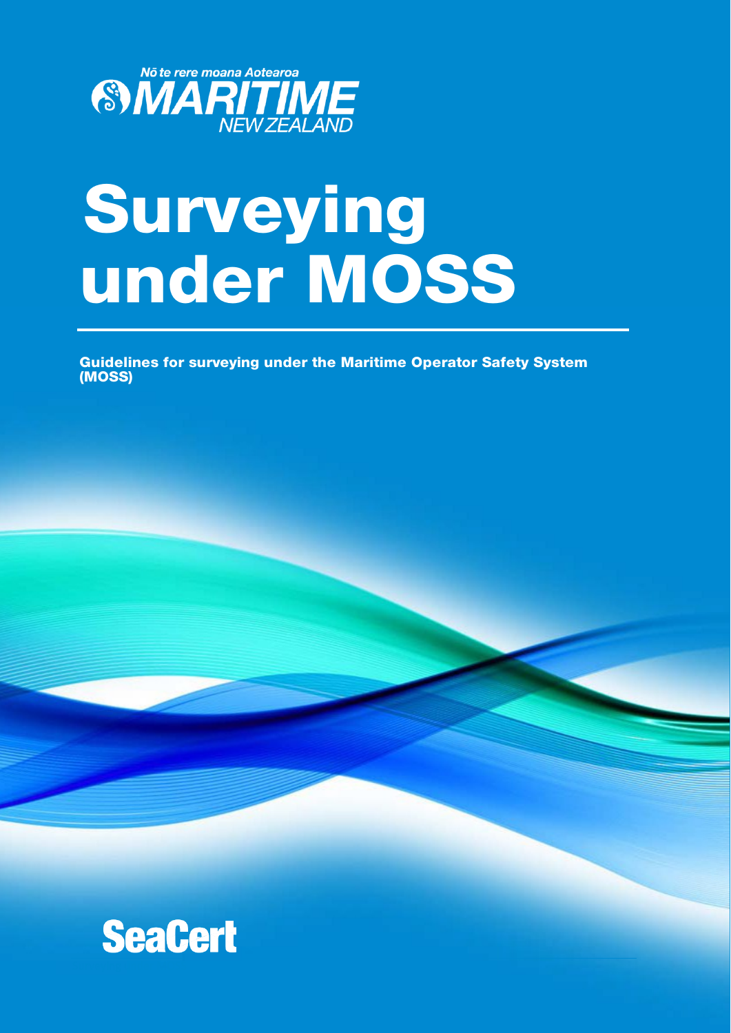Nō te rere moana Aotearoa

MARITIME NEW ZEALAND

# Surveying under MOSS

**Guidelines for surveying under the Maritime Operator Safety System (MOSS)**

SeaCert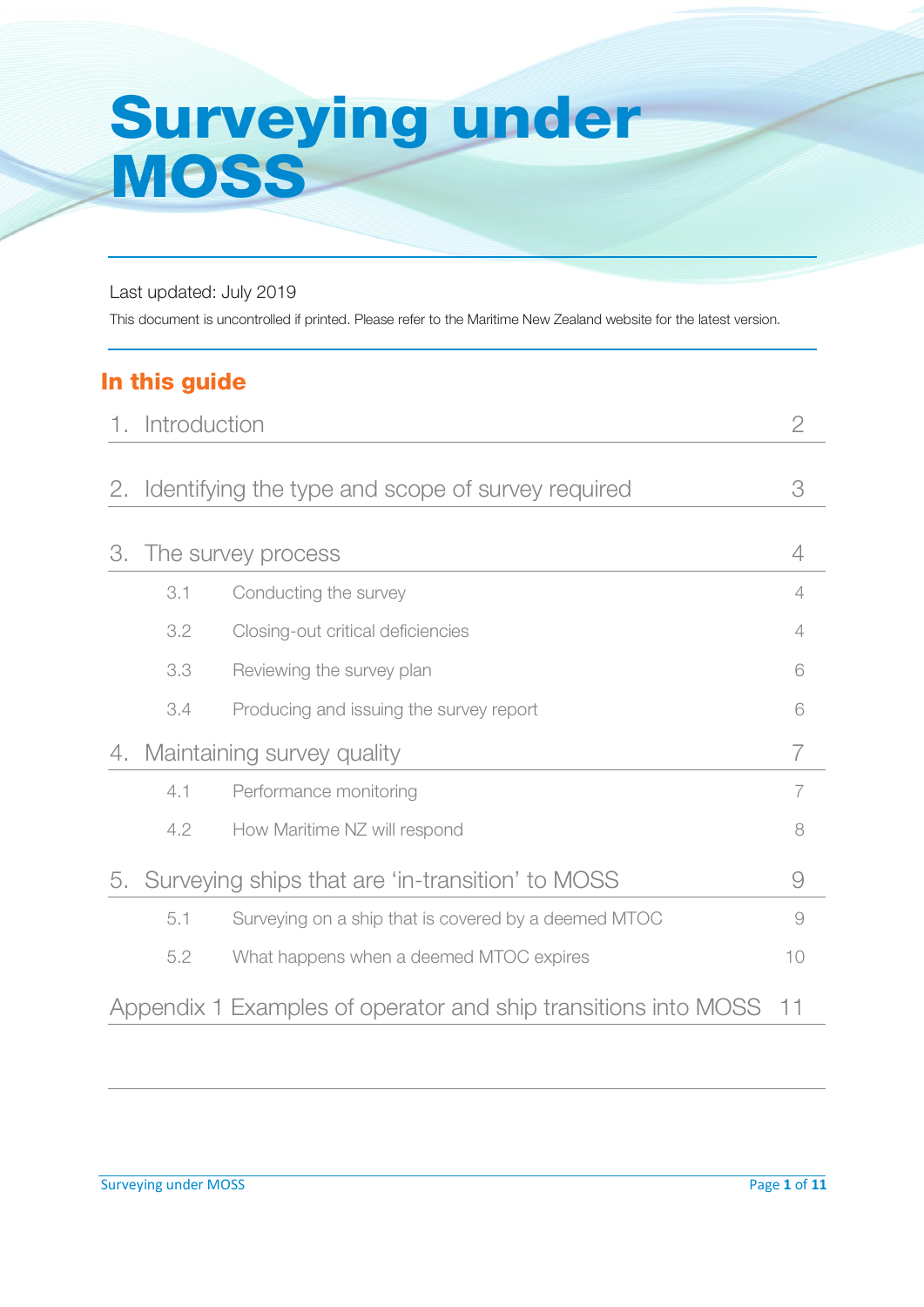# Surveying under MOSS

Last updated: July 2019

This document is uncontrolled if printed. Please refer to the Maritime New Zealand website for the latest version.

## In this guide

| | | |
|---|---|---|
| 1. | Introduction | 2 |
| 2. | Identifying the type and scope of survey required | 3 |
| 3. | The survey process | 4 |
| 3.1 | Conducting the survey | 4 |
| 3.2 | Closing-out critical deficiencies | 4 |
| 3.3 | Reviewing the survey plan | 6 |
| 3.4 | Producing and issuing the survey report | 6 |
| 4. | Maintaining survey quality | 7 |
| 4.1 | Performance monitoring | 7 |
| 4.2 | How Maritime NZ will respond | 8 |
| 5. | Surveying ships that are 'in-transition' to MOSS | 9 |
| 5.1 | Surveying on a ship that is covered by a deemed MTOC | 9 |
| 5.2 | What happens when a deemed MTOC expires | 10 |
| Appendix 1 | Examples of operator and ship transitions into MOSS | 11 |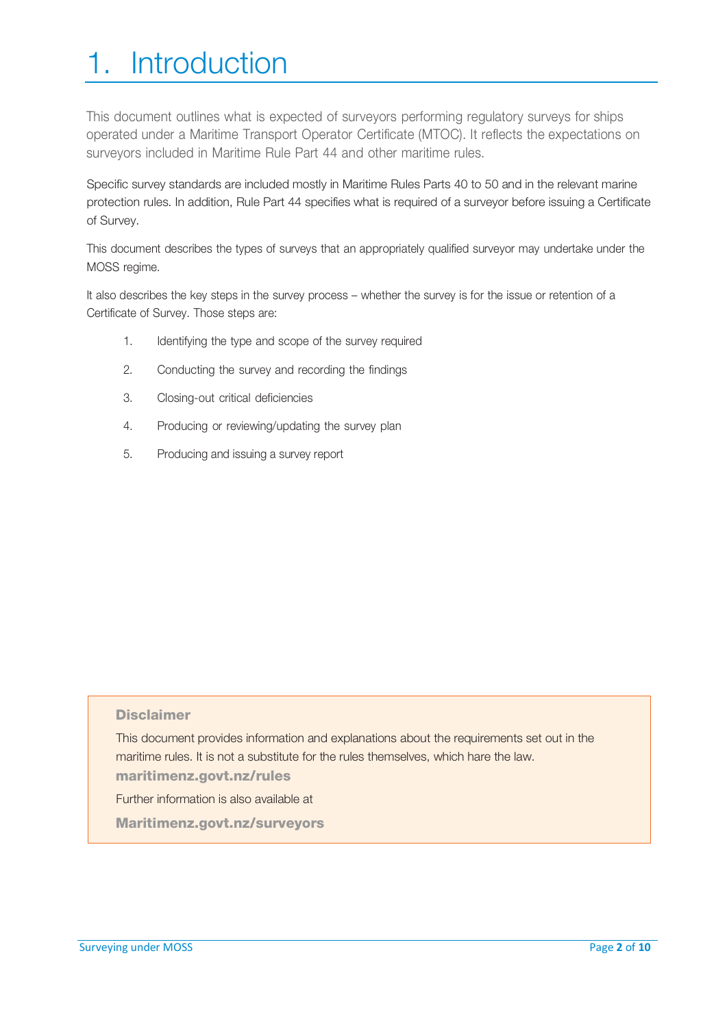# 1. Introduction

This document outlines what is expected of surveyors performing regulatory surveys for ships operated under a Maritime Transport Operator Certificate (MTOC). It reflects the expectations on surveyors included in Maritime Rule Part 44 and other maritime rules.

Specific survey standards are included mostly in Maritime Rules Parts 40 to 50 and in the relevant marine protection rules. In addition, Rule Part 44 specifies what is required of a surveyor before issuing a Certificate of Survey.

This document describes the types of surveys that an appropriately qualified surveyor may undertake under the MOSS regime.

It also describes the key steps in the survey process – whether the survey is for the issue or retention of a Certificate of Survey. Those steps are:

1. Identifying the type and scope of the survey required
2. Conducting the survey and recording the findings
3. Closing-out critical deficiencies
4. Producing or reviewing/updating the survey plan
5. Producing and issuing a survey report

> **Disclaimer**
>
> This document provides information and explanations about the requirements set out in the maritime rules. It is not a substitute for the rules themselves, which hare the law.
>
> **maritimenz.govt.nz/rules**
>
> Further information is also available at
>
> **Maritimenz.govt.nz/surveyors**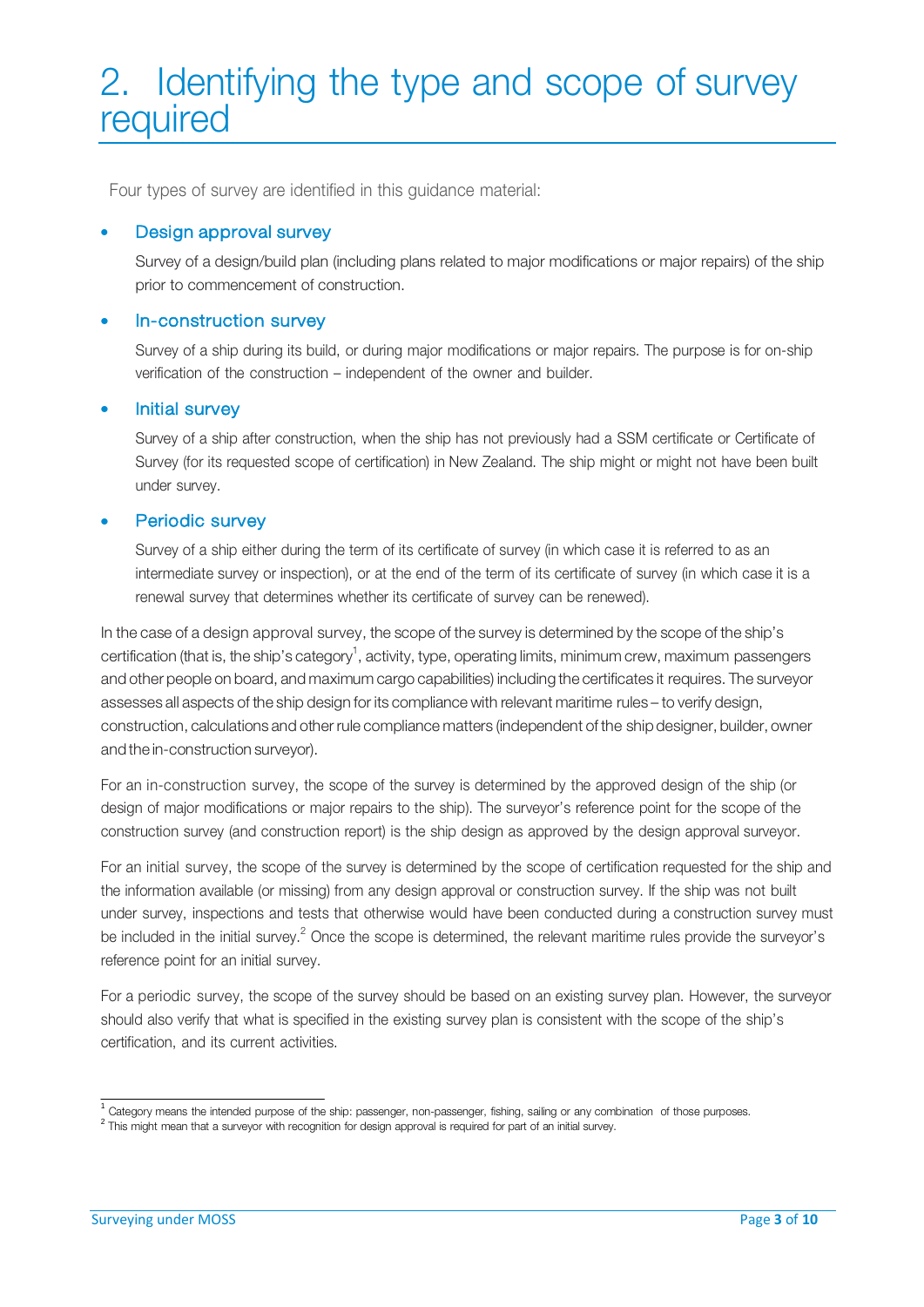# 2. Identifying the type and scope of survey required

Four types of survey are identified in this guidance material:

- **Design approval survey**

  Survey of a design/build plan (including plans related to major modifications or major repairs) of the ship prior to commencement of construction.

- **In-construction survey**

  Survey of a ship during its build, or during major modifications or major repairs. The purpose is for on-ship verification of the construction – independent of the owner and builder.

- **Initial survey**

  Survey of a ship after construction, when the ship has not previously had a SSM certificate or Certificate of Survey (for its requested scope of certification) in New Zealand. The ship might or might not have been built under survey.

- **Periodic survey**

  Survey of a ship either during the term of its certificate of survey (in which case it is referred to as an intermediate survey or inspection), or at the end of the term of its certificate of survey (in which case it is a renewal survey that determines whether its certificate of survey can be renewed).

In the case of a design approval survey, the scope of the survey is determined by the scope of the ship's certification (that is, the ship's category[1], activity, type, operating limits, minimum crew, maximum passengers and other people on board, and maximum cargo capabilities) including the certificates it requires. The surveyor assesses all aspects of the ship design for its compliance with relevant maritime rules – to verify design, construction, calculations and other rule compliance matters (independent of the ship designer, builder, owner and the in-construction surveyor).

For an in-construction survey, the scope of the survey is determined by the approved design of the ship (or design of major modifications or major repairs to the ship). The surveyor's reference point for the scope of the construction survey (and construction report) is the ship design as approved by the design approval surveyor.

For an initial survey, the scope of the survey is determined by the scope of certification requested for the ship and the information available (or missing) from any design approval or construction survey. If the ship was not built under survey, inspections and tests that otherwise would have been conducted during a construction survey must be included in the initial survey.[2] Once the scope is determined, the relevant maritime rules provide the surveyor's reference point for an initial survey.

For a periodic survey, the scope of the survey should be based on an existing survey plan. However, the surveyor should also verify that what is specified in the existing survey plan is consistent with the scope of the ship's certification, and its current activities.

---

[1] Category means the intended purpose of the ship: passenger, non-passenger, fishing, sailing or any combination of those purposes.

[2] This might mean that a surveyor with recognition for design approval is required for part of an initial survey.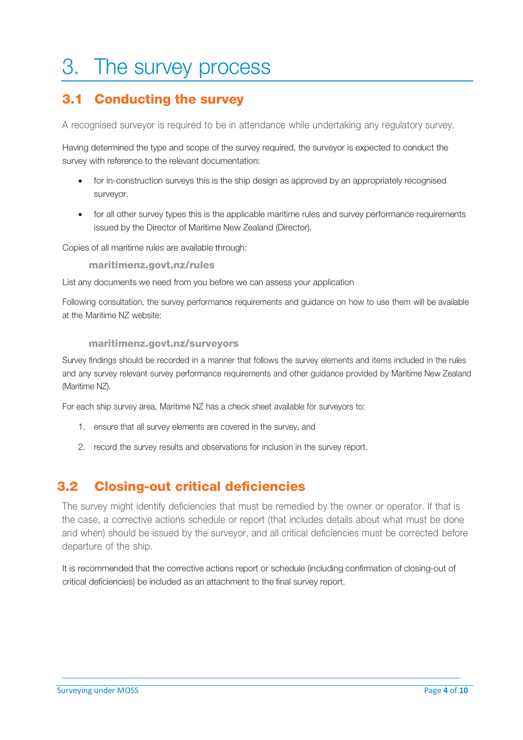# 3. The survey process

## 3.1 Conducting the survey

A recognised surveyor is required to be in attendance while undertaking any regulatory survey.

Having determined the type and scope of the survey required, the surveyor is expected to conduct the survey with reference to the relevant documentation:

- for in-construction surveys this is the ship design as approved by an appropriately recognised surveyor.
- for all other survey types this is the applicable maritime rules and survey performance requirements issued by the Director of Maritime New Zealand (Director).

Copies of all maritime rules are available through:

**maritimenz.govt.nz/rules**

List any documents we need from you before we can assess your application

Following consultation, the survey performance requirements and guidance on how to use them will be available at the Maritime NZ website:

**maritimenz.govt.nz/surveyors**

Survey findings should be recorded in a manner that follows the survey elements and items included in the rules and any survey relevant survey performance requirements and other guidance provided by Maritime New Zealand (Maritime NZ).

For each ship survey area, Maritime NZ has a check sheet available for surveyors to:

1. ensure that all survey elements are covered in the survey, and
2. record the survey results and observations for inclusion in the survey report.

## 3.2 Closing-out critical deficiencies

The survey might identify deficiencies that must be remedied by the owner or operator. If that is the case, a corrective actions schedule or report (that includes details about what must be done and when) should be issued by the surveyor, and all critical deficiencies must be corrected before departure of the ship.

It is recommended that the corrective actions report or schedule (including confirmation of closing-out of critical deficiencies) be included as an attachment to the final survey report.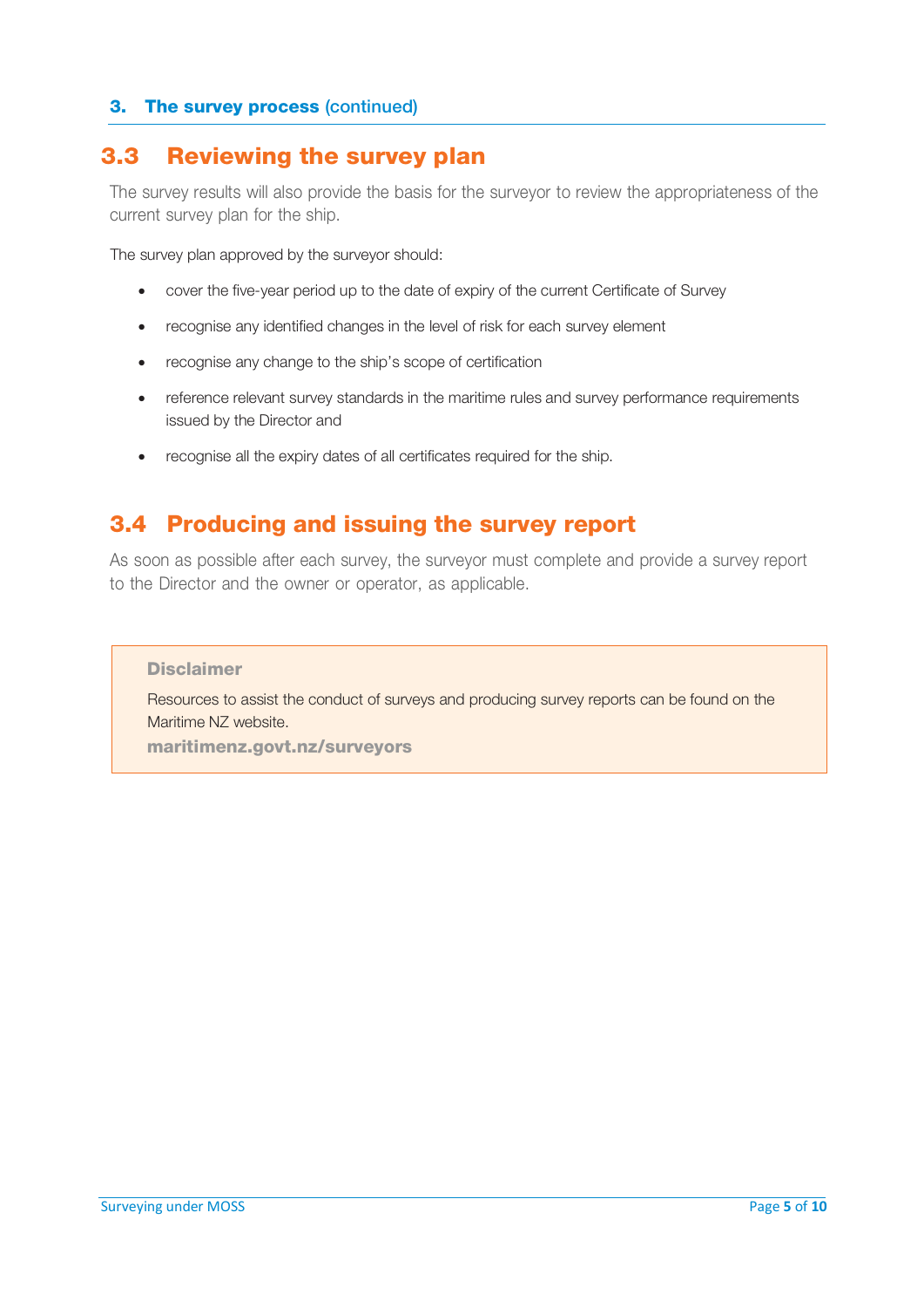## 3.3 Reviewing the survey plan

The survey results will also provide the basis for the surveyor to review the appropriateness of the current survey plan for the ship.

The survey plan approved by the surveyor should:

- cover the five-year period up to the date of expiry of the current Certificate of Survey
- recognise any identified changes in the level of risk for each survey element
- recognise any change to the ship's scope of certification
- reference relevant survey standards in the maritime rules and survey performance requirements issued by the Director and
- recognise all the expiry dates of all certificates required for the ship.

## 3.4 Producing and issuing the survey report

As soon as possible after each survey, the surveyor must complete and provide a survey report to the Director and the owner or operator, as applicable.

**Disclaimer**

Resources to assist the conduct of surveys and producing survey reports can be found on the Maritime NZ website.

**maritimenz.govt.nz/surveyors**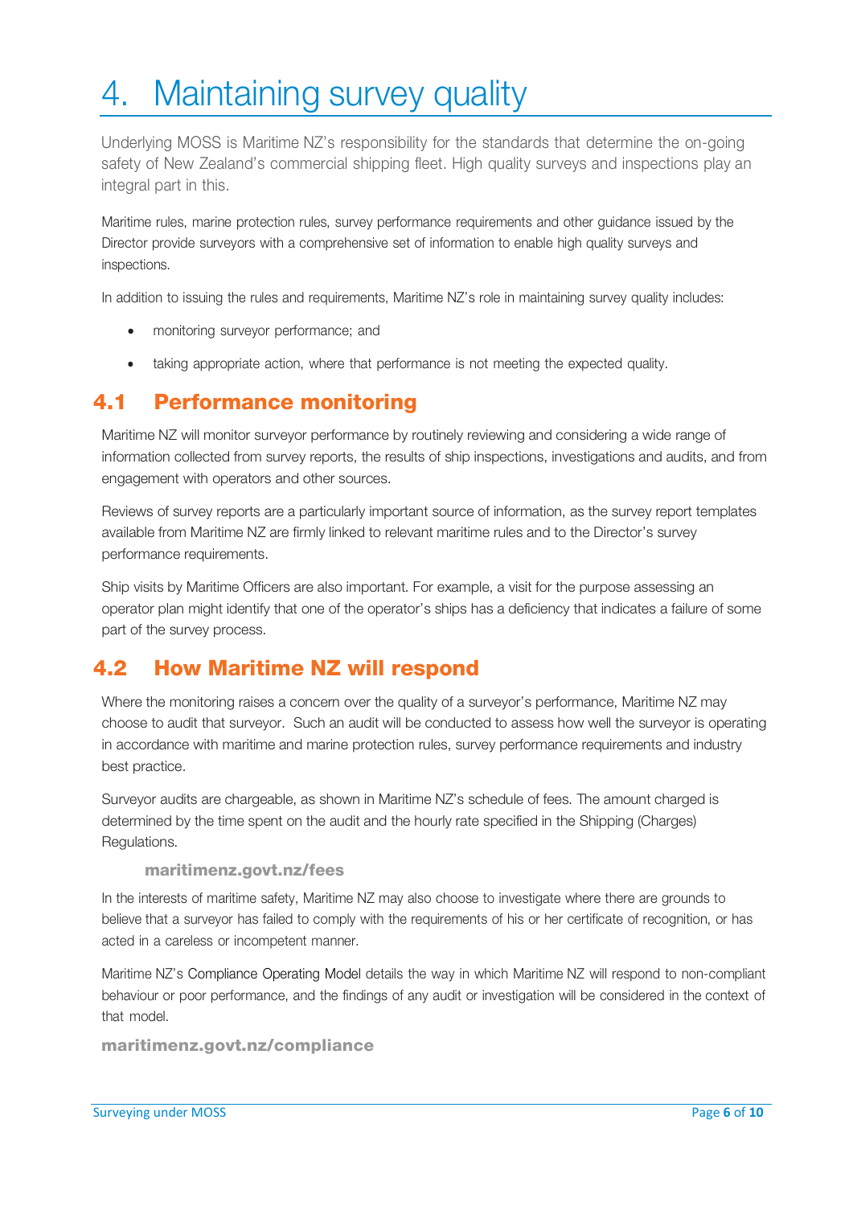# 4. Maintaining survey quality

Underlying MOSS is Maritime NZ's responsibility for the standards that determine the on-going safety of New Zealand's commercial shipping fleet. High quality surveys and inspections play an integral part in this.

Maritime rules, marine protection rules, survey performance requirements and other guidance issued by the Director provide surveyors with a comprehensive set of information to enable high quality surveys and inspections.

In addition to issuing the rules and requirements, Maritime NZ's role in maintaining survey quality includes:

- monitoring surveyor performance; and
- taking appropriate action, where that performance is not meeting the expected quality.

## 4.1 Performance monitoring

Maritime NZ will monitor surveyor performance by routinely reviewing and considering a wide range of information collected from survey reports, the results of ship inspections, investigations and audits, and from engagement with operators and other sources.

Reviews of survey reports are a particularly important source of information, as the survey report templates available from Maritime NZ are firmly linked to relevant maritime rules and to the Director's survey performance requirements.

Ship visits by Maritime Officers are also important. For example, a visit for the purpose assessing an operator plan might identify that one of the operator's ships has a deficiency that indicates a failure of some part of the survey process.

## 4.2 How Maritime NZ will respond

Where the monitoring raises a concern over the quality of a surveyor's performance, Maritime NZ may choose to audit that surveyor. Such an audit will be conducted to assess how well the surveyor is operating in accordance with maritime and marine protection rules, survey performance requirements and industry best practice.

Surveyor audits are chargeable, as shown in Maritime NZ's schedule of fees. The amount charged is determined by the time spent on the audit and the hourly rate specified in the Shipping (Charges) Regulations.

**maritimenz.govt.nz/fees**

In the interests of maritime safety, Maritime NZ may also choose to investigate where there are grounds to believe that a surveyor has failed to comply with the requirements of his or her certificate of recognition, or has acted in a careless or incompetent manner.

Maritime NZ's Compliance Operating Model details the way in which Maritime NZ will respond to non-compliant behaviour or poor performance, and the findings of any audit or investigation will be considered in the context of that model.

**maritimenz.govt.nz/compliance**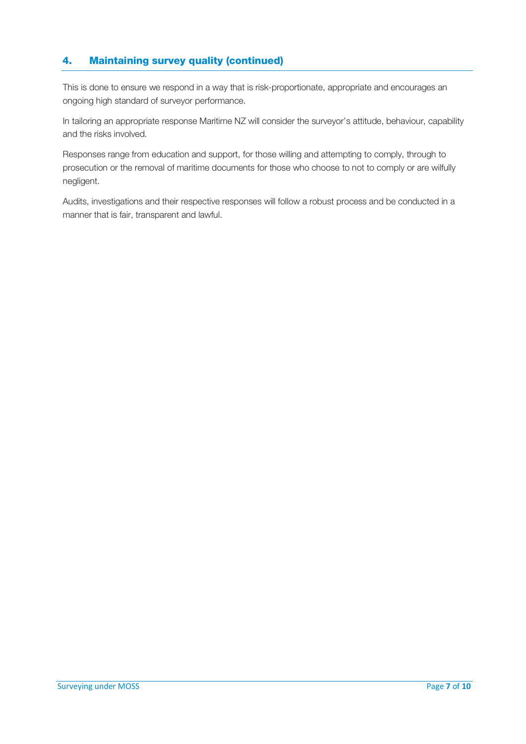## 4. Maintaining survey quality (continued)

This is done to ensure we respond in a way that is risk-proportionate, appropriate and encourages an ongoing high standard of surveyor performance.

In tailoring an appropriate response Maritime NZ will consider the surveyor's attitude, behaviour, capability and the risks involved.

Responses range from education and support, for those willing and attempting to comply, through to prosecution or the removal of maritime documents for those who choose to not to comply or are wilfully negligent.

Audits, investigations and their respective responses will follow a robust process and be conducted in a manner that is fair, transparent and lawful.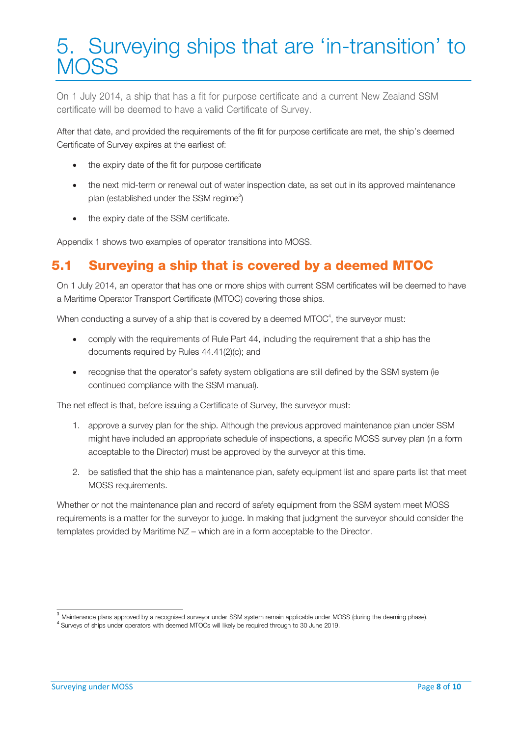# 5. Surveying ships that are 'in-transition' to MOSS

On 1 July 2014, a ship that has a fit for purpose certificate and a current New Zealand SSM certificate will be deemed to have a valid Certificate of Survey.

After that date, and provided the requirements of the fit for purpose certificate are met, the ship's deemed Certificate of Survey expires at the earliest of:

- the expiry date of the fit for purpose certificate
- the next mid-term or renewal out of water inspection date, as set out in its approved maintenance plan (established under the SSM regime[3])
- the expiry date of the SSM certificate.

Appendix 1 shows two examples of operator transitions into MOSS.

## 5.1 Surveying a ship that is covered by a deemed MTOC

On 1 July 2014, an operator that has one or more ships with current SSM certificates will be deemed to have a Maritime Operator Transport Certificate (MTOC) covering those ships.

When conducting a survey of a ship that is covered by a deemed MTOC[4], the surveyor must:

- comply with the requirements of Rule Part 44, including the requirement that a ship has the documents required by Rules 44.41(2)(c); and
- recognise that the operator's safety system obligations are still defined by the SSM system (ie continued compliance with the SSM manual).

The net effect is that, before issuing a Certificate of Survey, the surveyor must:

1. approve a survey plan for the ship. Although the previous approved maintenance plan under SSM might have included an appropriate schedule of inspections, a specific MOSS survey plan (in a form acceptable to the Director) must be approved by the surveyor at this time.
2. be satisfied that the ship has a maintenance plan, safety equipment list and spare parts list that meet MOSS requirements.

Whether or not the maintenance plan and record of safety equipment from the SSM system meet MOSS requirements is a matter for the surveyor to judge. In making that judgment the surveyor should consider the templates provided by Maritime NZ – which are in a form acceptable to the Director.

---

[3] Maintenance plans approved by a recognised surveyor under SSM system remain applicable under MOSS (during the deeming phase).

[4] Surveys of ships under operators with deemed MTOCs will likely be required through to 30 June 2019.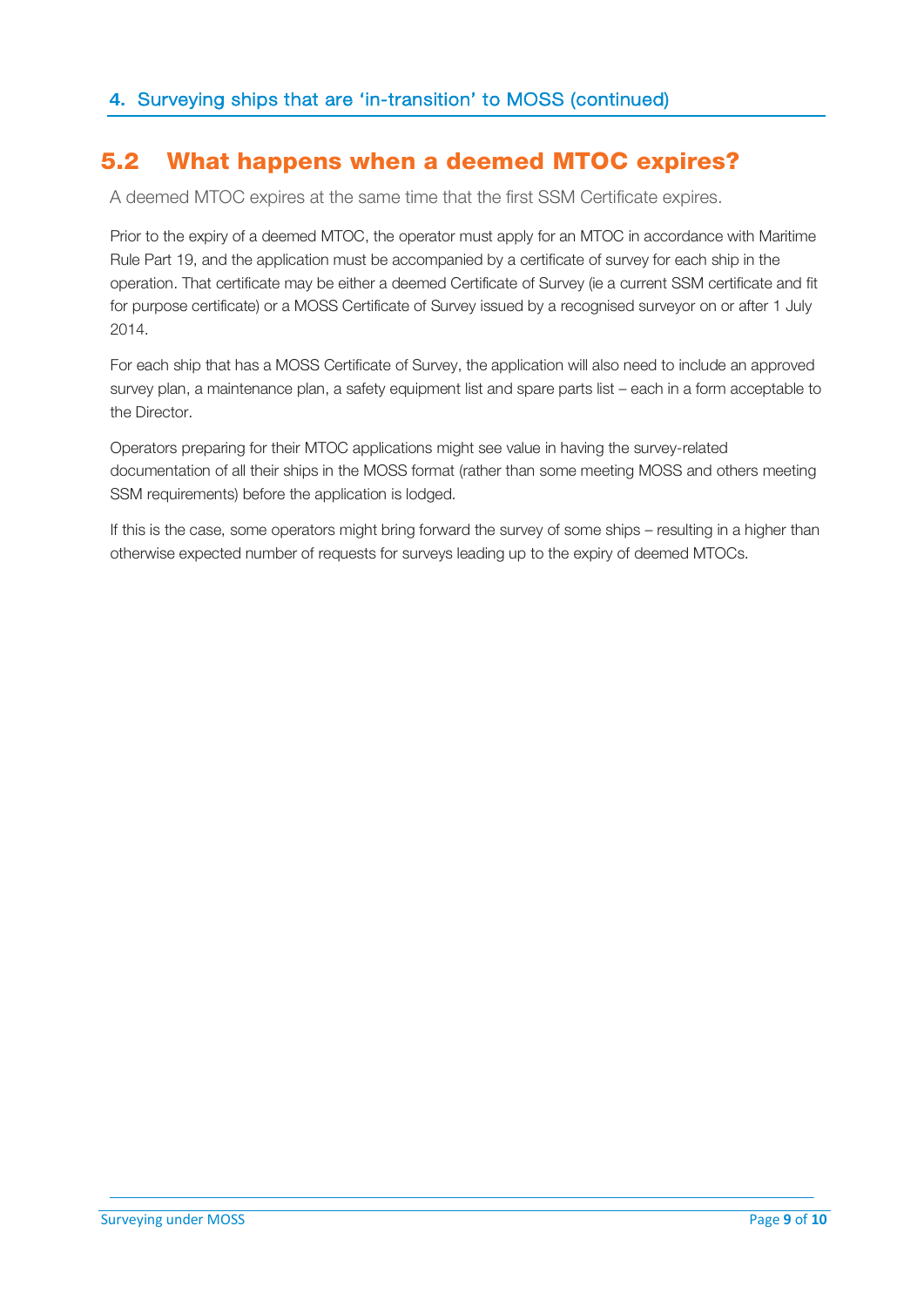## 5.2 What happens when a deemed MTOC expires?

A deemed MTOC expires at the same time that the first SSM Certificate expires.

Prior to the expiry of a deemed MTOC, the operator must apply for an MTOC in accordance with Maritime Rule Part 19, and the application must be accompanied by a certificate of survey for each ship in the operation. That certificate may be either a deemed Certificate of Survey (ie a current SSM certificate and fit for purpose certificate) or a MOSS Certificate of Survey issued by a recognised surveyor on or after 1 July 2014.

For each ship that has a MOSS Certificate of Survey, the application will also need to include an approved survey plan, a maintenance plan, a safety equipment list and spare parts list – each in a form acceptable to the Director.

Operators preparing for their MTOC applications might see value in having the survey-related documentation of all their ships in the MOSS format (rather than some meeting MOSS and others meeting SSM requirements) before the application is lodged.

If this is the case, some operators might bring forward the survey of some ships – resulting in a higher than otherwise expected number of requests for surveys leading up to the expiry of deemed MTOCs.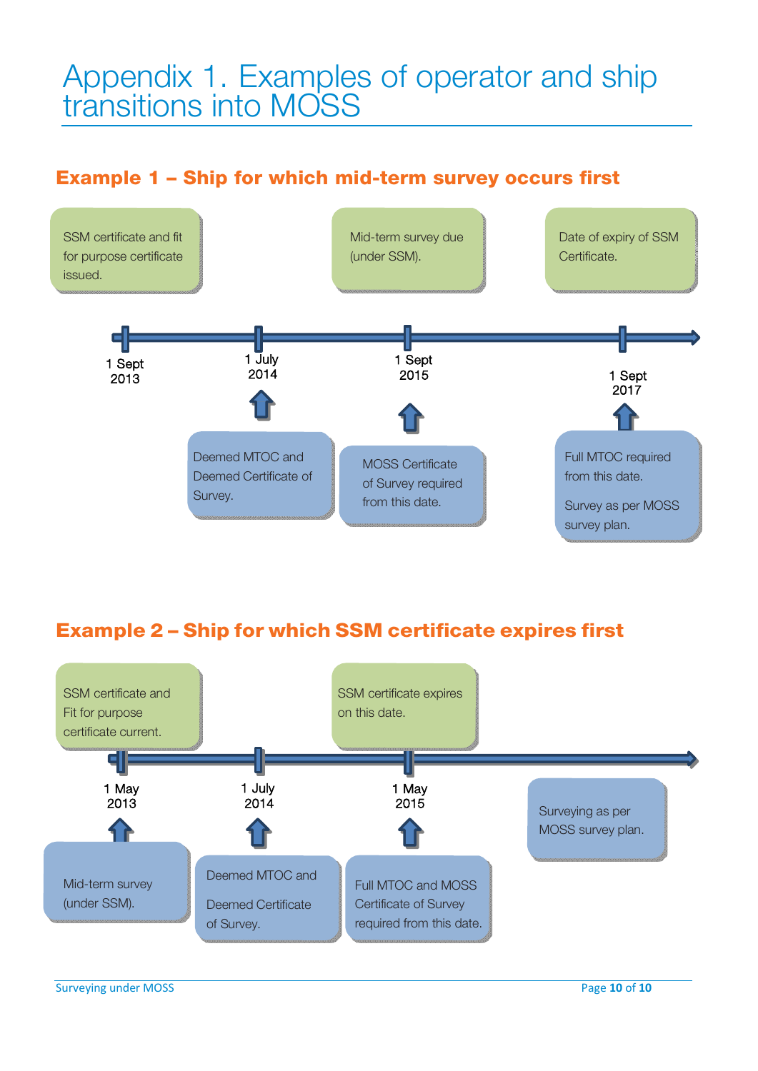# Appendix 1. Examples of operator and ship transitions into MOSS

## Example 1 – Ship for which mid-term survey occurs first

SSM certificate and fit for purpose certificate issued.

Mid-term survey due (under SSM).

Date of expiry of SSM Certificate.

1 Sept 2013

1 July 2014

1 Sept 2015

1 Sept 2017

Deemed MTOC and Deemed Certificate of Survey.

MOSS Certificate of Survey required from this date.

Full MTOC required from this date.

Survey as per MOSS survey plan.

## Example 2 – Ship for which SSM certificate expires first

SSM certificate and Fit for purpose certificate current.

SSM certificate expires on this date.

1 May 2013

1 July 2014

1 May 2015

Mid-term survey (under SSM).

Deemed MTOC and Deemed Certificate of Survey.

Full MTOC and MOSS Certificate of Survey required from this date.

Surveying as per MOSS survey plan.